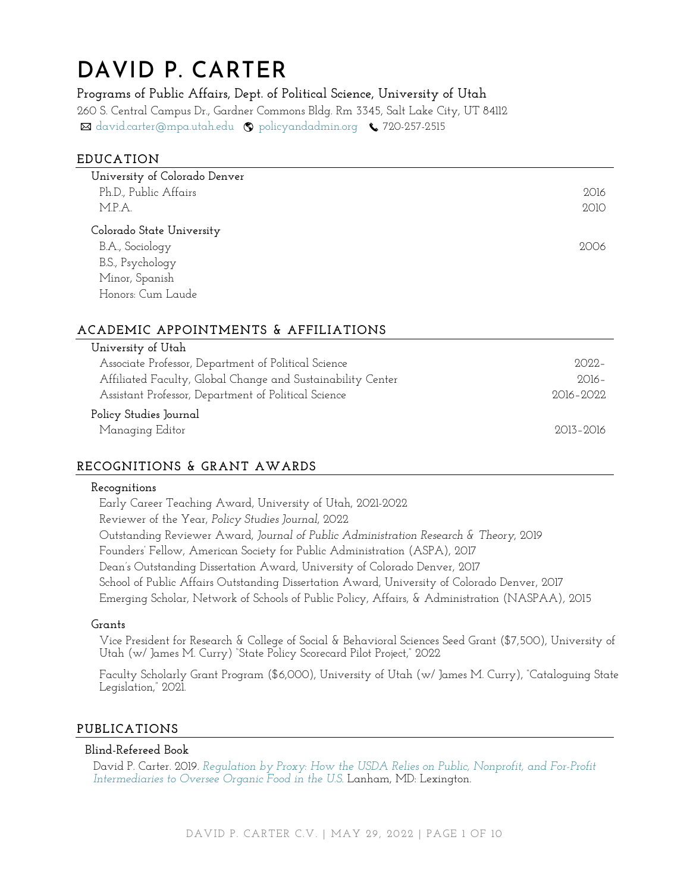# DAVID P. CARTER

**Programs of Public Affairs, Dept. of Political Science, University of Utah**

260 S. Central Campus Dr., Gardner Commons Bldg. Rm 3345, Salt Lake City, UT 84112

david.carter@mpa.utah.edu | policyandadmin.org | 720-257-2515

## EDUCATION

**University of Colorado Denver**

Ph.D., Public Affairs — 2016

M.P.A. — 2010

**Colorado State University**

B.A., Sociology — 2006

B.S., Psychology

Minor, Spanish

Honors: Cum Laude

## ACADEMIC APPOINTMENTS & AFFILIATIONS

**University of Utah**

Associate Professor, Department of Political Science — 2022-

Affiliated Faculty, Global Change and Sustainability Center — 2016-

Assistant Professor, Department of Political Science — 2016-2022

**Policy Studies Journal**

Managing Editor — 2013-2016

## RECOGNITIONS & GRANT AWARDS

### Recognitions

Early Career Teaching Award, University of Utah, 2021-2022

Reviewer of the Year, *Policy Studies Journal*, 2022

Outstanding Reviewer Award, *Journal of Public Administration Research & Theory*, 2019

Founders' Fellow, American Society for Public Administration (ASPA), 2017

Dean's Outstanding Dissertation Award, University of Colorado Denver, 2017

School of Public Affairs Outstanding Dissertation Award, University of Colorado Denver, 2017

Emerging Scholar, Network of Schools of Public Policy, Affairs, & Administration (NASPAA), 2015

### Grants

Vice President for Research & College of Social & Behavioral Sciences Seed Grant ($7,500), University of Utah (w/ James M. Curry) "State Policy Scorecard Pilot Project," 2022

Faculty Scholarly Grant Program ($6,000), University of Utah (w/ James M. Curry), "Cataloguing State Legislation," 2021.

## PUBLICATIONS

### Blind-Refereed Book

David P. Carter. 2019. *Regulation by Proxy: How the USDA Relies on Public, Nonprofit, and For-Profit Intermediaries to Oversee Organic Food in the U.S.* Lanham, MD: Lexington.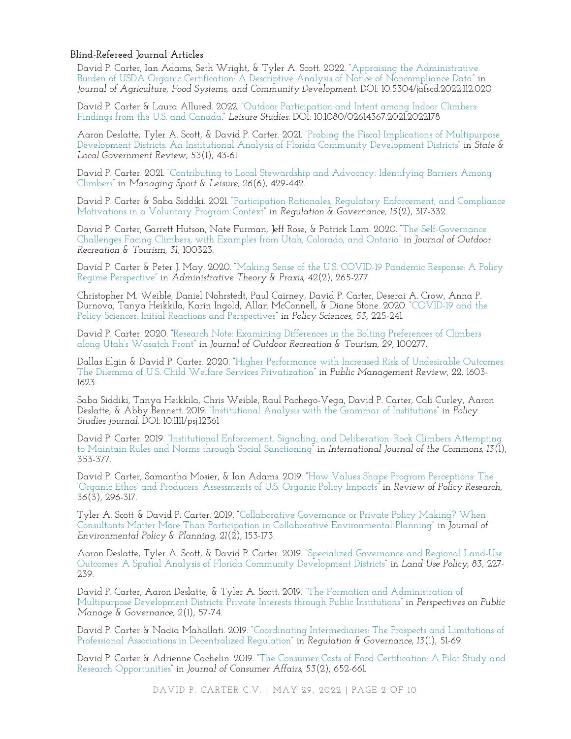### Blind-Refereed Journal Articles

David P. Carter, Ian Adams, Seth Wright, & Tyler A. Scott. 2022. "Appraising the Administrative Burden of USDA Organic Certification: A Descriptive Analysis of Notice of Noncompliance Data" in *Journal of Agriculture, Food Systems, and Community Development*. DOI: 10.5304/jafscd.2022.112.020

David P. Carter & Laura Allured. 2022. "Outdoor Participation and Intent among Indoor Climbers: Findings from the U.S. and Canada." *Leisure Studies*. DOI: 10.1080/02614367.2021.2022178

Aaron Deslatte, Tyler A. Scott, & David P. Carter. 2021. "Probing the Fiscal Implications of Multipurpose Development Districts: An Institutional Analysis of Florida Community Development Districts" in *State & Local Government Review, 53*(1), 43-61.

David P. Carter. 2021. "Contributing to Local Stewardship and Advocacy: Identifying Barriers Among Climbers" in *Managing Sport & Leisure, 26*(6), 429-442.

David P. Carter & Saba Siddiki. 2021. "Participation Rationales, Regulatory Enforcement, and Compliance Motivations in a Voluntary Program Context" in *Regulation & Governance, 15*(2), 317-332.

David P. Carter, Garrett Hutson, Nate Furman, Jeff Rose, & Patrick Lam. 2020. "The Self-Governance Challenges Facing Climbers, with Examples from Utah, Colorado, and Ontario" in *Journal of Outdoor Recreation & Tourism, 31*, 100323.

David P. Carter & Peter J. May. 2020. "Making Sense of the U.S. COVID-19 Pandemic Response: A Policy Regime Perspective" in *Administrative Theory & Praxis, 42*(2), 265-277.

Christopher M. Weible, Daniel Nohrstedt, Paul Cairney, David P. Carter, Deserai A. Crow, Anna P. Durnova, Tanya Heikkila, Karin Ingold, Allan McConnell, & Diane Stone. 2020. "COVID-19 and the Policy Sciences: Initial Reactions and Perspectives" in *Policy Sciences, 53*, 225-241.

David P. Carter. 2020. "Research Note: Examining Differences in the Bolting Preferences of Climbers along Utah's Wasatch Front" in *Journal of Outdoor Recreation & Tourism, 29*, 100277.

Dallas Elgin & David P. Carter. 2020. "Higher Performance with Increased Risk of Undesirable Outcomes: The Dilemma of U.S. Child Welfare Services Privatization" in *Public Management Review, 22*, 1603-1623.

Saba Siddiki, Tanya Heikkila, Chris Weible, Raul Pachego-Vega, David P. Carter, Cali Curley, Aaron Deslatte, & Abby Bennett. 2019. "Institutional Analysis with the Grammar of Institutions" in *Policy Studies Journal*. DOI: 10.1111/psj.12361

David P. Carter. 2019. "Institutional Enforcement, Signaling, and Deliberation: Rock Climbers Attempting to Maintain Rules and Norms through Social Sanctioning" in *International Journal of the Commons, 13*(1), 353-377.

David P. Carter, Samantha Mosier, & Ian Adams. 2019. "How Values Shape Program Perceptions: The 'Organic Ethos' and Producers' Assessments of U.S. Organic Policy Impacts" in *Review of Policy Research, 36*(3), 296-317.

Tyler A. Scott & David P. Carter. 2019. "Collaborative Governance or Private Policy Making? When Consultants Matter More Than Participation in Collaborative Environmental Planning" in *Journal of Environmental Policy & Planning, 21*(2), 153-173.

Aaron Deslatte, Tyler A. Scott, & David P. Carter. 2019. "Specialized Governance and Regional Land-Use Outcomes: A Spatial Analysis of Florida Community Development Districts" in *Land Use Policy, 83*, 227-239.

David P. Carter, Aaron Deslatte, & Tyler A. Scott. 2019. "The Formation and Administration of Multipurpose Development Districts: Private Interests through Public Institutions" in *Perspectives on Public Manage & Governance, 2*(1), 57-74.

David P. Carter & Nadia Mahallati. 2019. "Coordinating Intermediaries: The Prospects and Limitations of Professional Associations in Decentralized Regulation" in *Regulation & Governance, 13*(1), 51-69.

David P. Carter & Adrienne Cachelin. 2019. "The Consumer Costs of Food Certification: A Pilot Study and Research Opportunities" in *Journal of Consumer Affairs, 53*(2), 652-661.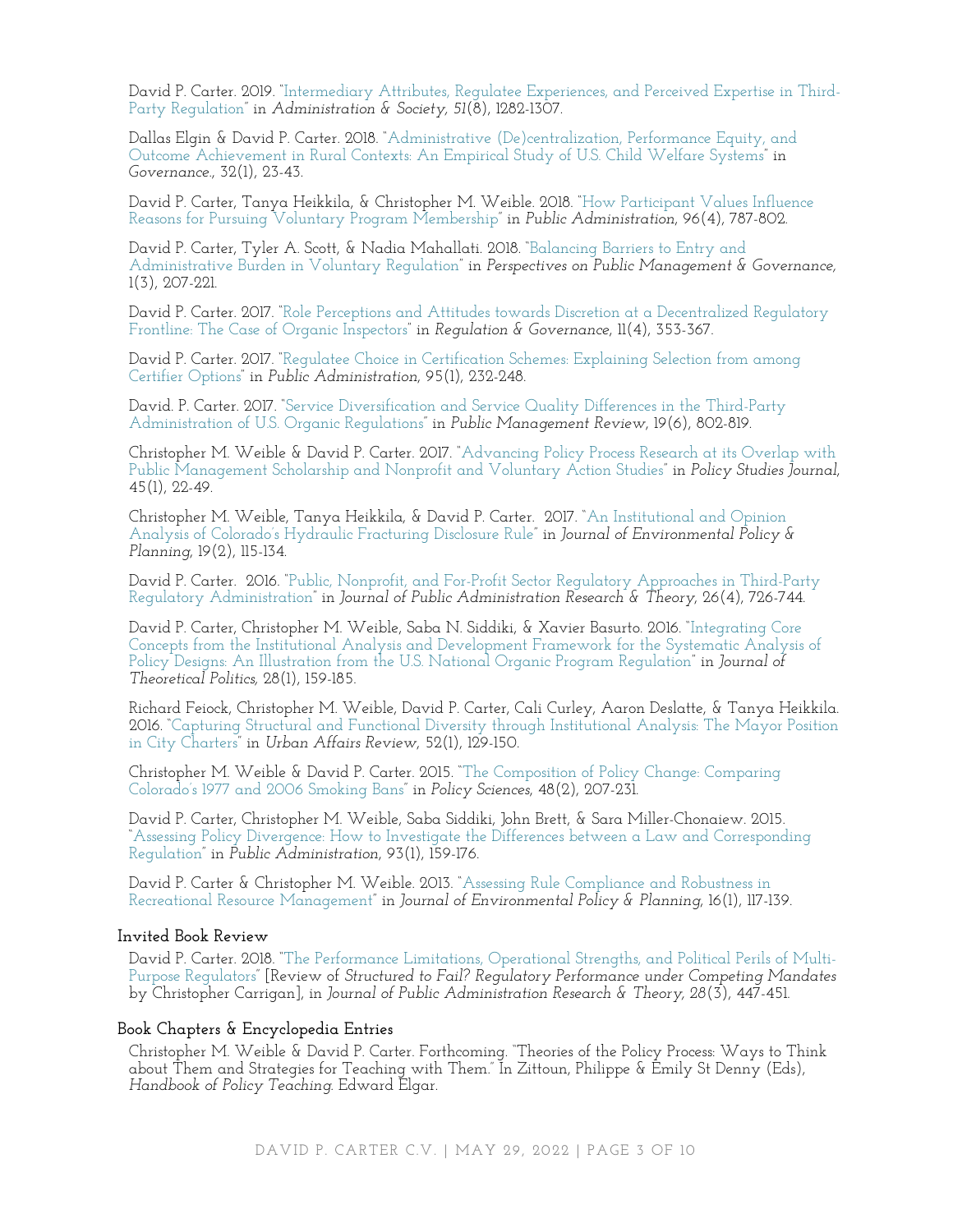David P. Carter. 2019. "Intermediary Attributes, Regulatee Experiences, and Perceived Expertise in Third-Party Regulation" in *Administration & Society, 51*(8), 1282-1307.

Dallas Elgin & David P. Carter. 2018. "Administrative (De)centralization, Performance Equity, and Outcome Achievement in Rural Contexts: An Empirical Study of U.S. Child Welfare Systems" in *Governance.*, 32(1), 23-43.

David P. Carter, Tanya Heikkila, & Christopher M. Weible. 2018. "How Participant Values Influence Reasons for Pursuing Voluntary Program Membership" in *Public Administration*, 96(4), 787-802.

David P. Carter, Tyler A. Scott, & Nadia Mahallati. 2018. "Balancing Barriers to Entry and Administrative Burden in Voluntary Regulation" in *Perspectives on Public Management & Governance,* 1(3), 207-221.

David P. Carter. 2017. "Role Perceptions and Attitudes towards Discretion at a Decentralized Regulatory Frontline: The Case of Organic Inspectors" in *Regulation & Governance*, 11(4), 353-367.

David P. Carter. 2017. "Regulatee Choice in Certification Schemes: Explaining Selection from among Certifier Options" in *Public Administration*, 95(1), 232-248.

David. P. Carter. 2017. "Service Diversification and Service Quality Differences in the Third-Party Administration of U.S. Organic Regulations" in *Public Management Review*, 19(6), 802-819.

Christopher M. Weible & David P. Carter. 2017. "Advancing Policy Process Research at its Overlap with Public Management Scholarship and Nonprofit and Voluntary Action Studies" in *Policy Studies Journal*, 45(1), 22-49.

Christopher M. Weible, Tanya Heikkila, & David P. Carter. 2017. "An Institutional and Opinion Analysis of Colorado's Hydraulic Fracturing Disclosure Rule" in *Journal of Environmental Policy & Planning*, 19(2), 115-134.

David P. Carter. 2016. "Public, Nonprofit, and For-Profit Sector Regulatory Approaches in Third-Party Regulatory Administration" in *Journal of Public Administration Research & Theory*, 26(4), 726-744.

David P. Carter, Christopher M. Weible, Saba N. Siddiki, & Xavier Basurto. 2016. "Integrating Core Concepts from the Institutional Analysis and Development Framework for the Systematic Analysis of Policy Designs: An Illustration from the U.S. National Organic Program Regulation" in *Journal of Theoretical Politics,* 28(1), 159-185.

Richard Feiock, Christopher M. Weible, David P. Carter, Cali Curley, Aaron Deslatte, & Tanya Heikkila. 2016. "Capturing Structural and Functional Diversity through Institutional Analysis: The Mayor Position in City Charters" in *Urban Affairs Review*, 52(1), 129-150.

Christopher M. Weible & David P. Carter. 2015. "The Composition of Policy Change: Comparing Colorado's 1977 and 2006 Smoking Bans" in *Policy Sciences,* 48(2), 207-231.

David P. Carter, Christopher M. Weible, Saba Siddiki, John Brett, & Sara Miller-Chonaiew. 2015. "Assessing Policy Divergence: How to Investigate the Differences between a Law and Corresponding Regulation" in *Public Administration,* 93(1), 159-176.

David P. Carter & Christopher M. Weible. 2013. "Assessing Rule Compliance and Robustness in Recreational Resource Management" in *Journal of Environmental Policy & Planning*, 16(1), 117-139.

### Invited Book Review

David P. Carter. 2018. "The Performance Limitations, Operational Strengths, and Political Perils of Multi-Purpose Regulators" [Review of *Structured to Fail? Regulatory Performance under Competing Mandates* by Christopher Carrigan], in *Journal of Public Administration Research & Theory, 28*(3), 447-451.

### Book Chapters & Encyclopedia Entries

Christopher M. Weible & David P. Carter. Forthcoming. "Theories of the Policy Process: Ways to Think about Them and Strategies for Teaching with Them." In Zittoun, Philippe & Emily St Denny (Eds), *Handbook of Policy Teaching*. Edward Elgar.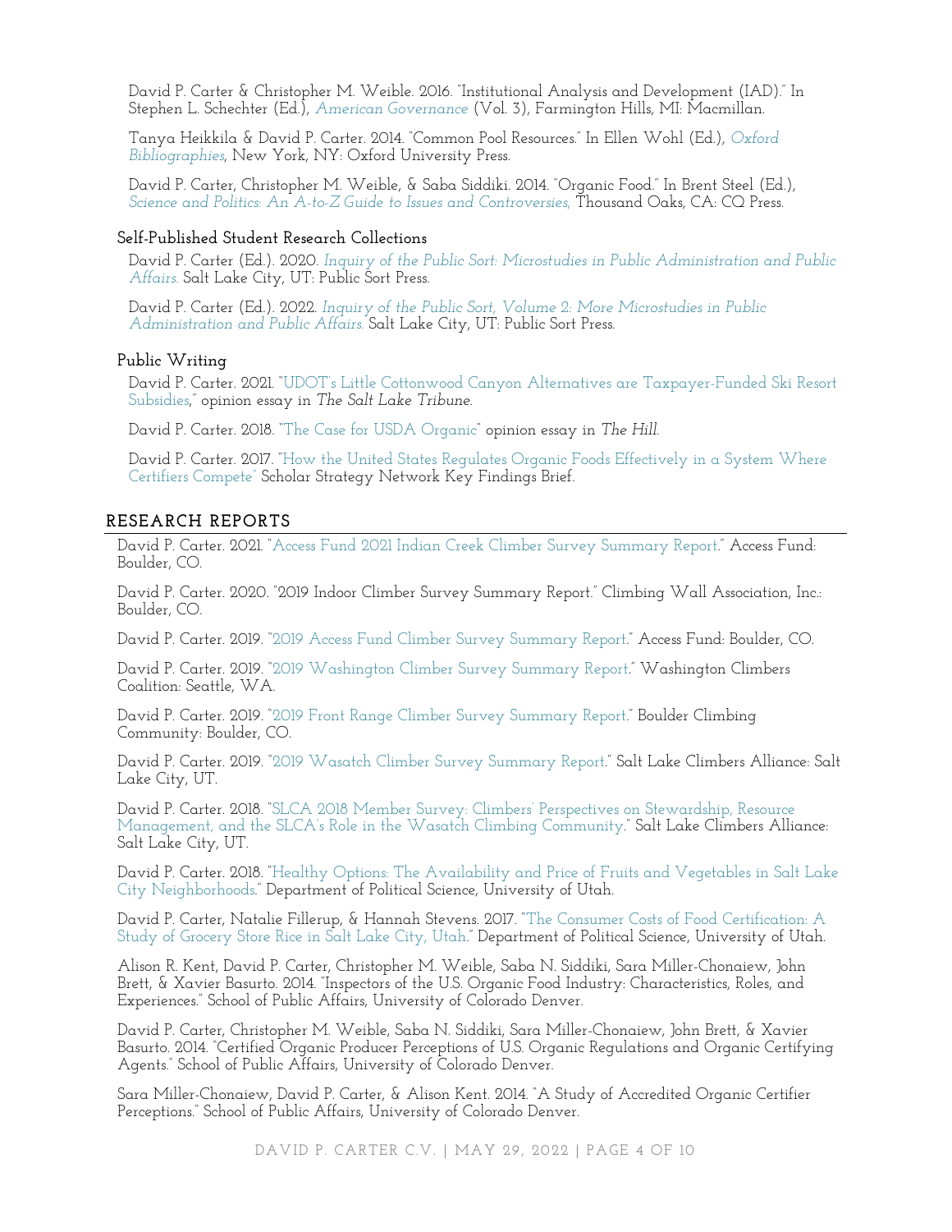David P. Carter & Christopher M. Weible. 2016. "Institutional Analysis and Development (IAD)." In Stephen L. Schechter (Ed.), *American Governance* (Vol. 3), Farmington Hills, MI: Macmillan.

Tanya Heikkila & David P. Carter. 2014. "Common Pool Resources." In Ellen Wohl (Ed.), *Oxford Bibliographies*, New York, NY: Oxford University Press.

David P. Carter, Christopher M. Weible, & Saba Siddiki. 2014. "Organic Food." In Brent Steel (Ed.), *Science and Politics: An A-to-Z Guide to Issues and Controversies*, Thousand Oaks, CA: CQ Press.

### Self-Published Student Research Collections

David P. Carter (Ed.). 2020. *Inquiry of the Public Sort: Microstudies in Public Administration and Public Affairs.* Salt Lake City, UT: Public Sort Press.

David P. Carter (Ed.). 2022. *Inquiry of the Public Sort, Volume 2: More Microstudies in Public Administration and Public Affairs.* Salt Lake City, UT: Public Sort Press.

### Public Writing

David P. Carter. 2021. "UDOT's Little Cottonwood Canyon Alternatives are Taxpayer-Funded Ski Resort Subsidies," opinion essay in *The Salt Lake Tribune*.

David P. Carter. 2018. "The Case for USDA Organic" opinion essay in *The Hill*.

David P. Carter. 2017. "How the United States Regulates Organic Foods Effectively in a System Where Certifiers Compete" Scholar Strategy Network Key Findings Brief.

## RESEARCH REPORTS

David P. Carter. 2021. "Access Fund 2021 Indian Creek Climber Survey Summary Report." Access Fund: Boulder, CO.

David P. Carter. 2020. "2019 Indoor Climber Survey Summary Report." Climbing Wall Association, Inc.: Boulder, CO.

David P. Carter. 2019. "2019 Access Fund Climber Survey Summary Report." Access Fund: Boulder, CO.

David P. Carter. 2019. "2019 Washington Climber Survey Summary Report." Washington Climbers Coalition: Seattle, WA.

David P. Carter. 2019. "2019 Front Range Climber Survey Summary Report." Boulder Climbing Community: Boulder, CO.

David P. Carter. 2019. "2019 Wasatch Climber Survey Summary Report." Salt Lake Climbers Alliance: Salt Lake City, UT.

David P. Carter. 2018. "SLCA 2018 Member Survey: Climbers' Perspectives on Stewardship, Resource Management, and the SLCA's Role in the Wasatch Climbing Community." Salt Lake Climbers Alliance: Salt Lake City, UT.

David P. Carter. 2018. "Healthy Options: The Availability and Price of Fruits and Vegetables in Salt Lake City Neighborhoods." Department of Political Science, University of Utah.

David P. Carter, Natalie Fillerup, & Hannah Stevens. 2017. "The Consumer Costs of Food Certification: A Study of Grocery Store Rice in Salt Lake City, Utah." Department of Political Science, University of Utah.

Alison R. Kent, David P. Carter, Christopher M. Weible, Saba N. Siddiki, Sara Miller-Chonaiew, John Brett, & Xavier Basurto. 2014. "Inspectors of the U.S. Organic Food Industry: Characteristics, Roles, and Experiences." School of Public Affairs, University of Colorado Denver.

David P. Carter, Christopher M. Weible, Saba N. Siddiki, Sara Miller-Chonaiew, John Brett, & Xavier Basurto. 2014. "Certified Organic Producer Perceptions of U.S. Organic Regulations and Organic Certifying Agents." School of Public Affairs, University of Colorado Denver.

Sara Miller-Chonaiew, David P. Carter, & Alison Kent. 2014. "A Study of Accredited Organic Certifier Perceptions." School of Public Affairs, University of Colorado Denver.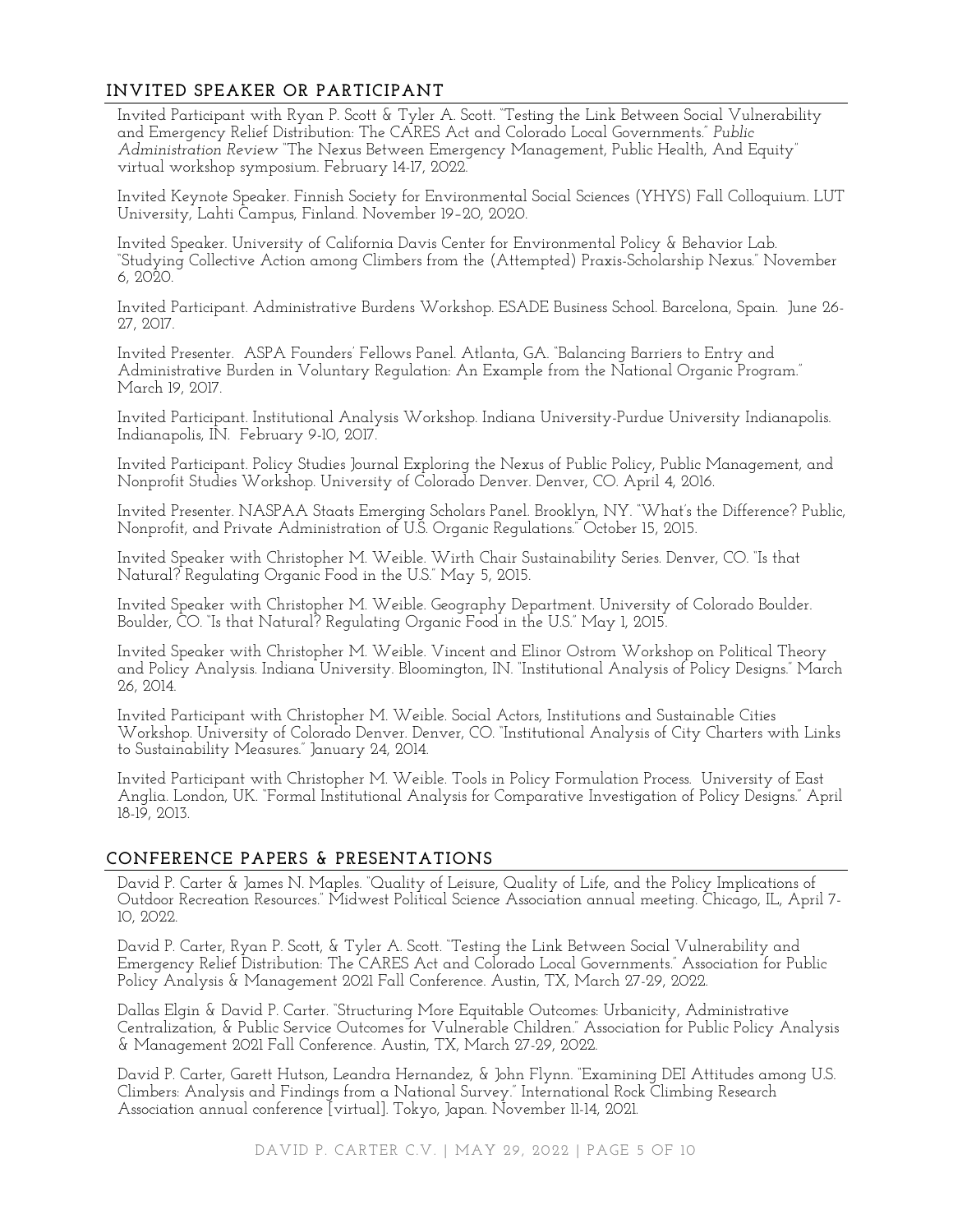## INVITED SPEAKER OR PARTICIPANT

Invited Participant with Ryan P. Scott & Tyler A. Scott. "Testing the Link Between Social Vulnerability and Emergency Relief Distribution: The CARES Act and Colorado Local Governments." *Public Administration Review* "The Nexus Between Emergency Management, Public Health, And Equity" virtual workshop symposium. February 14-17, 2022.

Invited Keynote Speaker. Finnish Society for Environmental Social Sciences (YHYS) Fall Colloquium. LUT University, Lahti Campus, Finland. November 19–20, 2020.

Invited Speaker. University of California Davis Center for Environmental Policy & Behavior Lab. "Studying Collective Action among Climbers from the (Attempted) Praxis-Scholarship Nexus." November 6, 2020.

Invited Participant. Administrative Burdens Workshop. ESADE Business School. Barcelona, Spain. June 26-27, 2017.

Invited Presenter. ASPA Founders' Fellows Panel. Atlanta, GA. "Balancing Barriers to Entry and Administrative Burden in Voluntary Regulation: An Example from the National Organic Program." March 19, 2017.

Invited Participant. Institutional Analysis Workshop. Indiana University-Purdue University Indianapolis. Indianapolis, IN. February 9-10, 2017.

Invited Participant. Policy Studies Journal Exploring the Nexus of Public Policy, Public Management, and Nonprofit Studies Workshop. University of Colorado Denver. Denver, CO. April 4, 2016.

Invited Presenter. NASPAA Staats Emerging Scholars Panel. Brooklyn, NY. "What's the Difference? Public, Nonprofit, and Private Administration of U.S. Organic Regulations." October 15, 2015.

Invited Speaker with Christopher M. Weible. Wirth Chair Sustainability Series. Denver, CO. "Is that Natural? Regulating Organic Food in the U.S." May 5, 2015.

Invited Speaker with Christopher M. Weible. Geography Department. University of Colorado Boulder. Boulder, CO. "Is that Natural? Regulating Organic Food in the U.S." May 1, 2015.

Invited Speaker with Christopher M. Weible. Vincent and Elinor Ostrom Workshop on Political Theory and Policy Analysis. Indiana University. Bloomington, IN. "Institutional Analysis of Policy Designs." March 26, 2014.

Invited Participant with Christopher M. Weible. Social Actors, Institutions and Sustainable Cities Workshop. University of Colorado Denver. Denver, CO. "Institutional Analysis of City Charters with Links to Sustainability Measures." January 24, 2014.

Invited Participant with Christopher M. Weible. Tools in Policy Formulation Process. University of East Anglia. London, UK. "Formal Institutional Analysis for Comparative Investigation of Policy Designs." April 18-19, 2013.

## CONFERENCE PAPERS & PRESENTATIONS

David P. Carter & James N. Maples. "Quality of Leisure, Quality of Life, and the Policy Implications of Outdoor Recreation Resources." Midwest Political Science Association annual meeting. Chicago, IL, April 7-10, 2022.

David P. Carter, Ryan P. Scott, & Tyler A. Scott. "Testing the Link Between Social Vulnerability and Emergency Relief Distribution: The CARES Act and Colorado Local Governments." Association for Public Policy Analysis & Management 2021 Fall Conference. Austin, TX, March 27-29, 2022.

Dallas Elgin & David P. Carter. "Structuring More Equitable Outcomes: Urbanicity, Administrative Centralization, & Public Service Outcomes for Vulnerable Children." Association for Public Policy Analysis & Management 2021 Fall Conference. Austin, TX, March 27-29, 2022.

David P. Carter, Garett Hutson, Leandra Hernandez, & John Flynn. "Examining DEI Attitudes among U.S. Climbers: Analysis and Findings from a National Survey." International Rock Climbing Research Association annual conference [virtual]. Tokyo, Japan. November 11-14, 2021.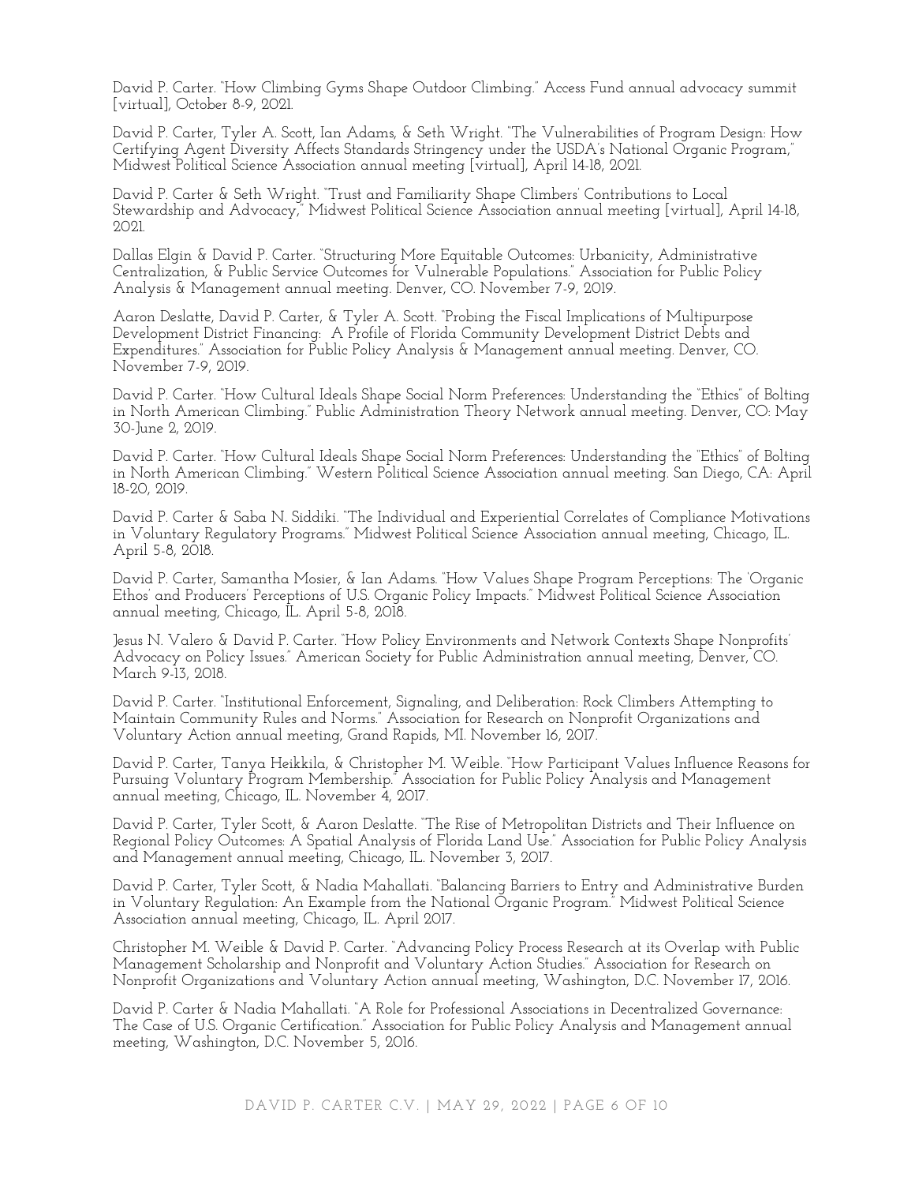David P. Carter. "How Climbing Gyms Shape Outdoor Climbing." Access Fund annual advocacy summit [virtual], October 8-9, 2021.

David P. Carter, Tyler A. Scott, Ian Adams, & Seth Wright. "The Vulnerabilities of Program Design: How Certifying Agent Diversity Affects Standards Stringency under the USDA's National Organic Program," Midwest Political Science Association annual meeting [virtual], April 14-18, 2021.

David P. Carter & Seth Wright. "Trust and Familiarity Shape Climbers' Contributions to Local Stewardship and Advocacy," Midwest Political Science Association annual meeting [virtual], April 14-18, 2021.

Dallas Elgin & David P. Carter. "Structuring More Equitable Outcomes: Urbanicity, Administrative Centralization, & Public Service Outcomes for Vulnerable Populations." Association for Public Policy Analysis & Management annual meeting. Denver, CO. November 7-9, 2019.

Aaron Deslatte, David P. Carter, & Tyler A. Scott. "Probing the Fiscal Implications of Multipurpose Development District Financing: A Profile of Florida Community Development District Debts and Expenditures." Association for Public Policy Analysis & Management annual meeting. Denver, CO. November 7-9, 2019.

David P. Carter. "How Cultural Ideals Shape Social Norm Preferences: Understanding the "Ethics" of Bolting in North American Climbing." Public Administration Theory Network annual meeting. Denver, CO: May 30-June 2, 2019.

David P. Carter. "How Cultural Ideals Shape Social Norm Preferences: Understanding the "Ethics" of Bolting in North American Climbing." Western Political Science Association annual meeting. San Diego, CA: April 18-20, 2019.

David P. Carter & Saba N. Siddiki. "The Individual and Experiential Correlates of Compliance Motivations in Voluntary Regulatory Programs." Midwest Political Science Association annual meeting, Chicago, IL. April 5-8, 2018.

David P. Carter, Samantha Mosier, & Ian Adams. "How Values Shape Program Perceptions: The 'Organic Ethos' and Producers' Perceptions of U.S. Organic Policy Impacts." Midwest Political Science Association annual meeting, Chicago, IL. April 5-8, 2018.

Jesus N. Valero & David P. Carter. "How Policy Environments and Network Contexts Shape Nonprofits' Advocacy on Policy Issues." American Society for Public Administration annual meeting, Denver, CO. March 9-13, 2018.

David P. Carter. "Institutional Enforcement, Signaling, and Deliberation: Rock Climbers Attempting to Maintain Community Rules and Norms." Association for Research on Nonprofit Organizations and Voluntary Action annual meeting, Grand Rapids, MI. November 16, 2017.

David P. Carter, Tanya Heikkila, & Christopher M. Weible. "How Participant Values Influence Reasons for Pursuing Voluntary Program Membership." Association for Public Policy Analysis and Management annual meeting, Chicago, IL. November 4, 2017.

David P. Carter, Tyler Scott, & Aaron Deslatte. "The Rise of Metropolitan Districts and Their Influence on Regional Policy Outcomes: A Spatial Analysis of Florida Land Use." Association for Public Policy Analysis and Management annual meeting, Chicago, IL. November 3, 2017.

David P. Carter, Tyler Scott, & Nadia Mahallati. "Balancing Barriers to Entry and Administrative Burden in Voluntary Regulation: An Example from the National Organic Program." Midwest Political Science Association annual meeting, Chicago, IL. April 2017.

Christopher M. Weible & David P. Carter. "Advancing Policy Process Research at its Overlap with Public Management Scholarship and Nonprofit and Voluntary Action Studies." Association for Research on Nonprofit Organizations and Voluntary Action annual meeting, Washington, D.C. November 17, 2016.

David P. Carter & Nadia Mahallati. "A Role for Professional Associations in Decentralized Governance: The Case of U.S. Organic Certification." Association for Public Policy Analysis and Management annual meeting, Washington, D.C. November 5, 2016.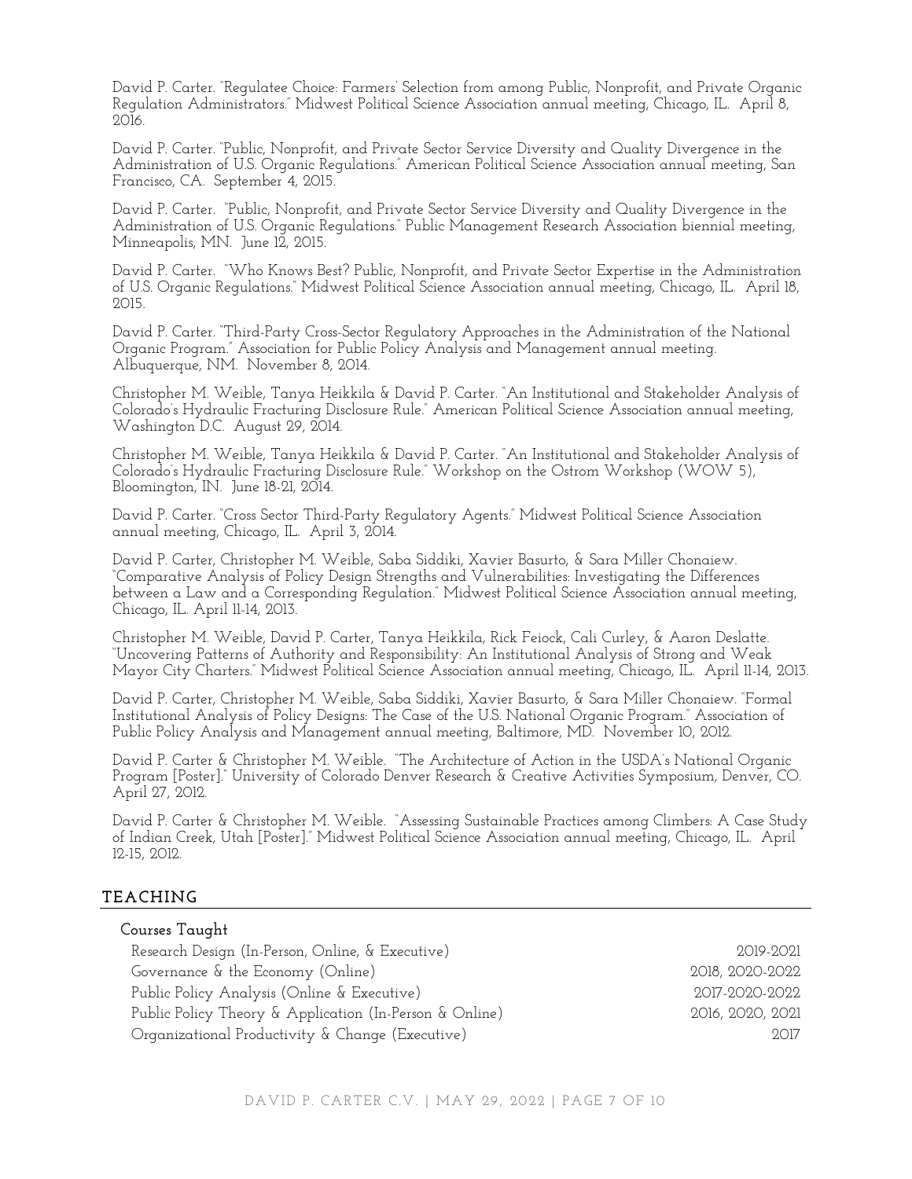David P. Carter. "Regulatee Choice: Farmers' Selection from among Public, Nonprofit, and Private Organic Regulation Administrators." Midwest Political Science Association annual meeting, Chicago, IL. April 8, 2016.

David P. Carter. "Public, Nonprofit, and Private Sector Service Diversity and Quality Divergence in the Administration of U.S. Organic Regulations." American Political Science Association annual meeting, San Francisco, CA. September 4, 2015.

David P. Carter. "Public, Nonprofit, and Private Sector Service Diversity and Quality Divergence in the Administration of U.S. Organic Regulations." Public Management Research Association biennial meeting, Minneapolis, MN. June 12, 2015.

David P. Carter. "Who Knows Best? Public, Nonprofit, and Private Sector Expertise in the Administration of U.S. Organic Regulations." Midwest Political Science Association annual meeting, Chicago, IL. April 18, 2015.

David P. Carter. "Third-Party Cross-Sector Regulatory Approaches in the Administration of the National Organic Program." Association for Public Policy Analysis and Management annual meeting. Albuquerque, NM. November 8, 2014.

Christopher M. Weible, Tanya Heikkila & David P. Carter. "An Institutional and Stakeholder Analysis of Colorado's Hydraulic Fracturing Disclosure Rule." American Political Science Association annual meeting, Washington D.C. August 29, 2014.

Christopher M. Weible, Tanya Heikkila & David P. Carter. "An Institutional and Stakeholder Analysis of Colorado's Hydraulic Fracturing Disclosure Rule." Workshop on the Ostrom Workshop (WOW 5), Bloomington, IN. June 18-21, 2014.

David P. Carter. "Cross Sector Third-Party Regulatory Agents." Midwest Political Science Association annual meeting, Chicago, IL. April 3, 2014.

David P. Carter, Christopher M. Weible, Saba Siddiki, Xavier Basurto, & Sara Miller Chonaiew. "Comparative Analysis of Policy Design Strengths and Vulnerabilities: Investigating the Differences between a Law and a Corresponding Regulation." Midwest Political Science Association annual meeting, Chicago, IL. April 11-14, 2013.

Christopher M. Weible, David P. Carter, Tanya Heikkila, Rick Feiock, Cali Curley, & Aaron Deslatte. "Uncovering Patterns of Authority and Responsibility: An Institutional Analysis of Strong and Weak Mayor City Charters." Midwest Political Science Association annual meeting, Chicago, IL. April 11-14, 2013.

David P. Carter, Christopher M. Weible, Saba Siddiki, Xavier Basurto, & Sara Miller Chonaiew. "Formal Institutional Analysis of Policy Designs: The Case of the U.S. National Organic Program." Association of Public Policy Analysis and Management annual meeting, Baltimore, MD. November 10, 2012.

David P. Carter & Christopher M. Weible. "The Architecture of Action in the USDA's National Organic Program [Poster]." University of Colorado Denver Research & Creative Activities Symposium, Denver, CO. April 27, 2012.

David P. Carter & Christopher M. Weible. "Assessing Sustainable Practices among Climbers: A Case Study of Indian Creek, Utah [Poster]." Midwest Political Science Association annual meeting, Chicago, IL. April 12-15, 2012.

## TEACHING

### Courses Taught

| Course | Years |
| --- | --- |
| Research Design (In-Person, Online, & Executive) | 2019-2021 |
| Governance & the Economy (Online) | 2018, 2020-2022 |
| Public Policy Analysis (Online & Executive) | 2017-2020-2022 |
| Public Policy Theory & Application (In-Person & Online) | 2016, 2020, 2021 |
| Organizational Productivity & Change (Executive) | 2017 |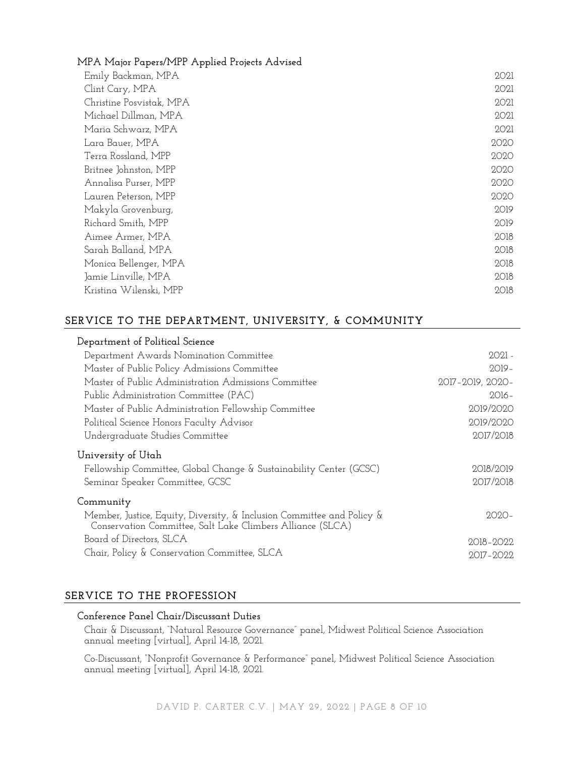### MPA Major Papers/MPP Applied Projects Advised

| | |
|---|---|
| Emily Backman, MPA | 2021 |
| Clint Cary, MPA | 2021 |
| Christine Posvistak, MPA | 2021 |
| Michael Dillman, MPA | 2021 |
| Maria Schwarz, MPA | 2021 |
| Lara Bauer, MPA | 2020 |
| Terra Rossland, MPP | 2020 |
| Britnee Johnston, MPP | 2020 |
| Annalisa Purser, MPP | 2020 |
| Lauren Peterson, MPP | 2020 |
| Makyla Grovenburg, | 2019 |
| Richard Smith, MPP | 2019 |
| Aimee Armer, MPA | 2018 |
| Sarah Balland, MPA | 2018 |
| Monica Bellenger, MPA | 2018 |
| Jamie Linville, MPA | 2018 |
| Kristina Wilenski, MPP | 2018 |

## SERVICE TO THE DEPARTMENT, UNIVERSITY, & COMMUNITY

### Department of Political Science

| | |
|---|---|
| Department Awards Nomination Committee | 2021 - |
| Master of Public Policy Admissions Committee | 2019– |
| Master of Public Administration Admissions Committee | 2017–2019, 2020– |
| Public Administration Committee (PAC) | 2016– |
| Master of Public Administration Fellowship Committee | 2019/2020 |
| Political Science Honors Faculty Advisor | 2019/2020 |
| Undergraduate Studies Committee | 2017/2018 |

### University of Utah

| | |
|---|---|
| Fellowship Committee, Global Change & Sustainability Center (GCSC) | 2018/2019 |
| Seminar Speaker Committee, GCSC | 2017/2018 |

### Community

| | |
|---|---|
| Member, Justice, Equity, Diversity, & Inclusion Committee and Policy & Conservation Committee, Salt Lake Climbers Alliance (SLCA) | 2020– |
| Board of Directors, SLCA | 2018–2022 |
| Chair, Policy & Conservation Committee, SLCA | 2017–2022 |

## SERVICE TO THE PROFESSION

### Conference Panel Chair/Discussant Duties

Chair & Discussant, "Natural Resource Governance" panel, Midwest Political Science Association annual meeting [virtual], April 14-18, 2021.

Co-Discussant, "Nonprofit Governance & Performance" panel, Midwest Political Science Association annual meeting [virtual], April 14-18, 2021.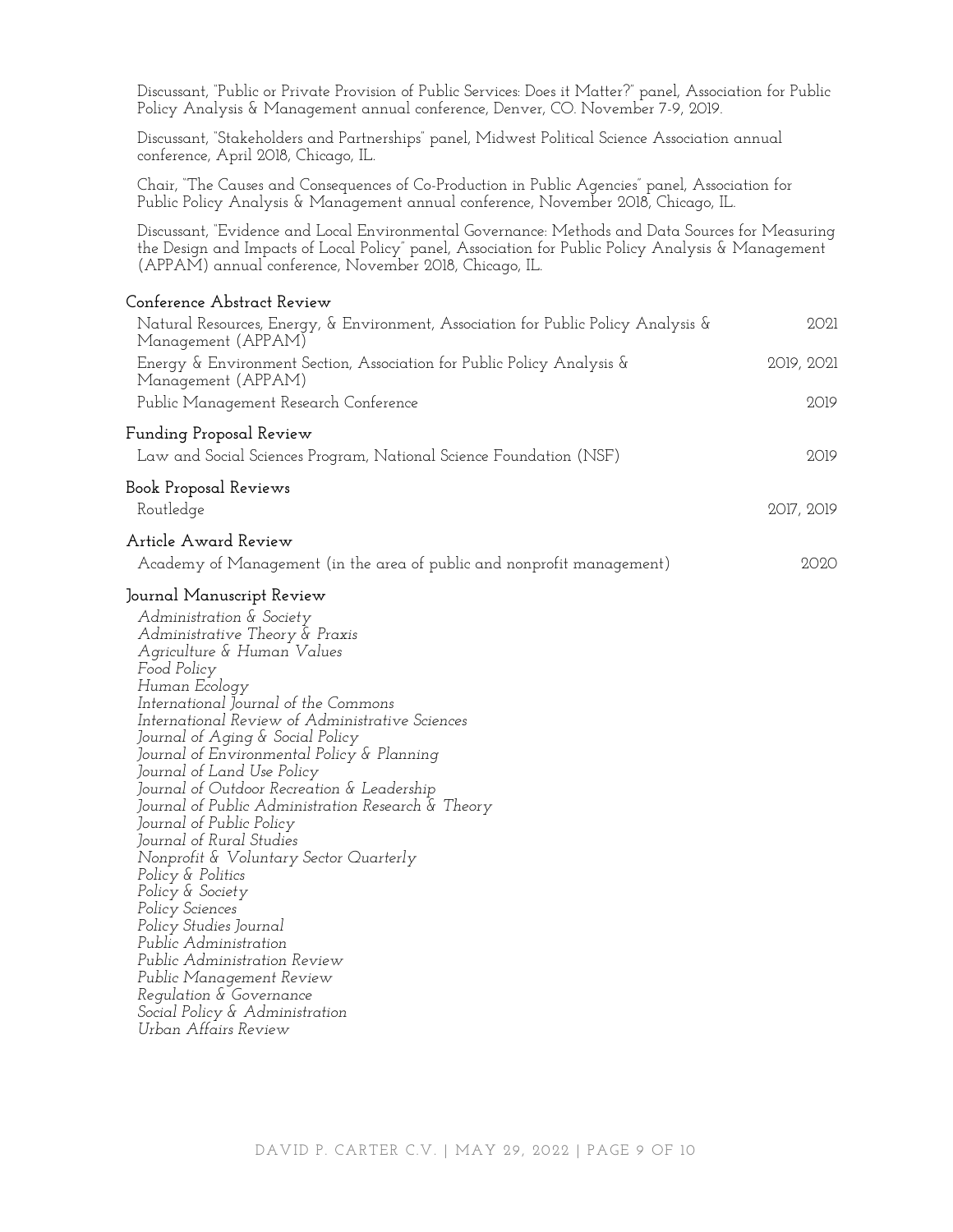Discussant, "Public or Private Provision of Public Services: Does it Matter?" panel, Association for Public Policy Analysis & Management annual conference, Denver, CO. November 7-9, 2019.

Discussant, "Stakeholders and Partnerships" panel, Midwest Political Science Association annual conference, April 2018, Chicago, IL.

Chair, "The Causes and Consequences of Co-Production in Public Agencies" panel, Association for Public Policy Analysis & Management annual conference, November 2018, Chicago, IL.

Discussant, "Evidence and Local Environmental Governance: Methods and Data Sources for Measuring the Design and Impacts of Local Policy" panel, Association for Public Policy Analysis & Management (APPAM) annual conference, November 2018, Chicago, IL.

### Conference Abstract Review

Natural Resources, Energy, & Environment, Association for Public Policy Analysis & Management (APPAM) — 2021

Energy & Environment Section, Association for Public Policy Analysis & Management (APPAM) — 2019, 2021

Public Management Research Conference — 2019

### Funding Proposal Review

Law and Social Sciences Program, National Science Foundation (NSF) — 2019

### Book Proposal Reviews

Routledge — 2017, 2019

### Article Award Review

Academy of Management (in the area of public and nonprofit management) — 2020

### Journal Manuscript Review

*Administration & Society*
*Administrative Theory & Praxis*
*Agriculture & Human Values*
*Food Policy*
*Human Ecology*
*International Journal of the Commons*
*International Review of Administrative Sciences*
*Journal of Aging & Social Policy*
*Journal of Environmental Policy & Planning*
*Journal of Land Use Policy*
*Journal of Outdoor Recreation & Leadership*
*Journal of Public Administration Research & Theory*
*Journal of Public Policy*
*Journal of Rural Studies*
*Nonprofit & Voluntary Sector Quarterly*
*Policy & Politics*
*Policy & Society*
*Policy Sciences*
*Policy Studies Journal*
*Public Administration*
*Public Administration Review*
*Public Management Review*
*Regulation & Governance*
*Social Policy & Administration*
*Urban Affairs Review*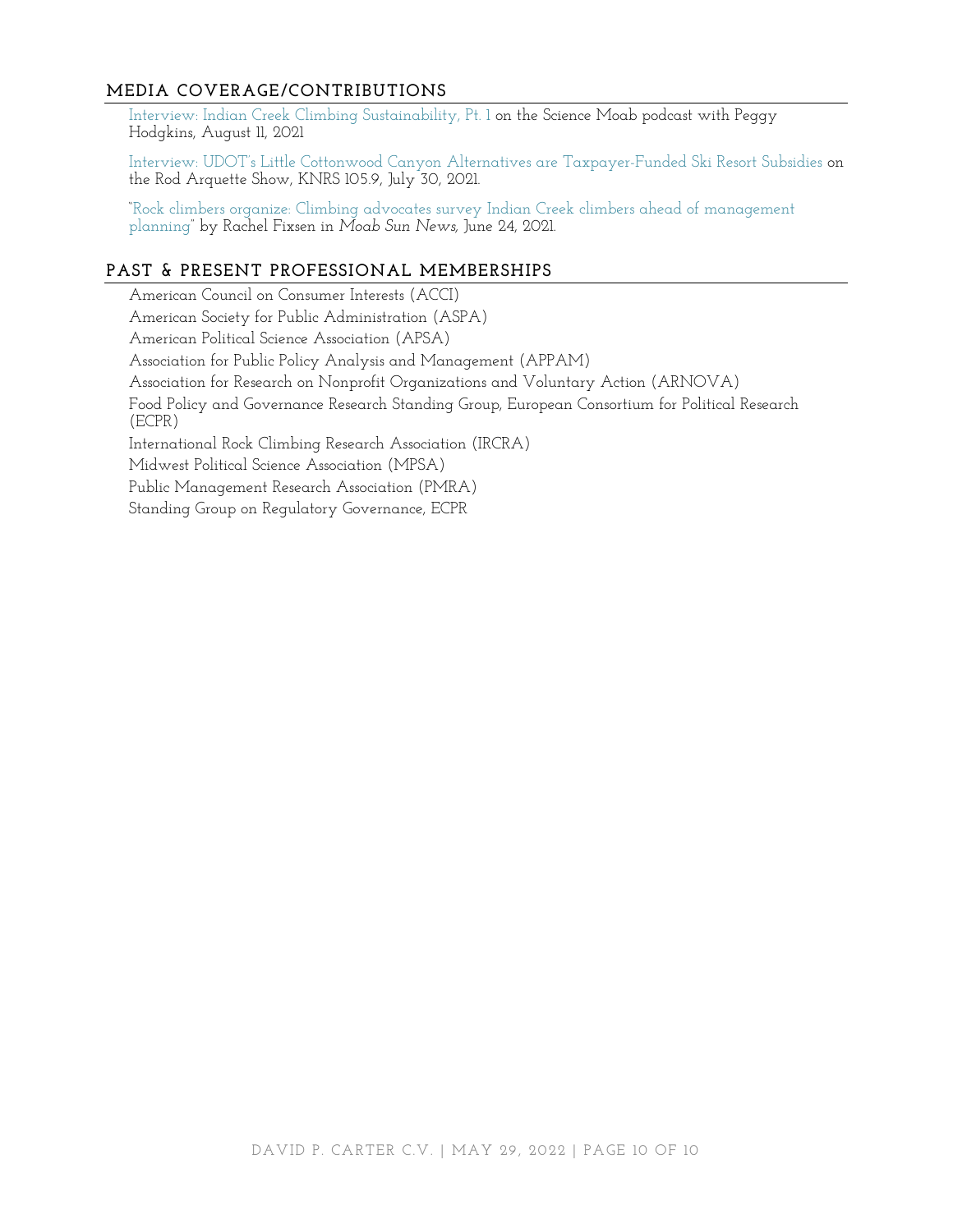## MEDIA COVERAGE/CONTRIBUTIONS

Interview: Indian Creek Climbing Sustainability, Pt. 1 on the Science Moab podcast with Peggy Hodgkins, August 11, 2021

Interview: UDOT's Little Cottonwood Canyon Alternatives are Taxpayer-Funded Ski Resort Subsidies on the Rod Arquette Show, KNRS 105.9, July 30, 2021.

"Rock climbers organize: Climbing advocates survey Indian Creek climbers ahead of management planning" by Rachel Fixsen in *Moab Sun News*, June 24, 2021.

## PAST & PRESENT PROFESSIONAL MEMBERSHIPS

American Council on Consumer Interests (ACCI)

American Society for Public Administration (ASPA)

American Political Science Association (APSA)

Association for Public Policy Analysis and Management (APPAM)

Association for Research on Nonprofit Organizations and Voluntary Action (ARNOVA)

Food Policy and Governance Research Standing Group, European Consortium for Political Research (ECPR)

International Rock Climbing Research Association (IRCRA)

Midwest Political Science Association (MPSA)

Public Management Research Association (PMRA)

Standing Group on Regulatory Governance, ECPR